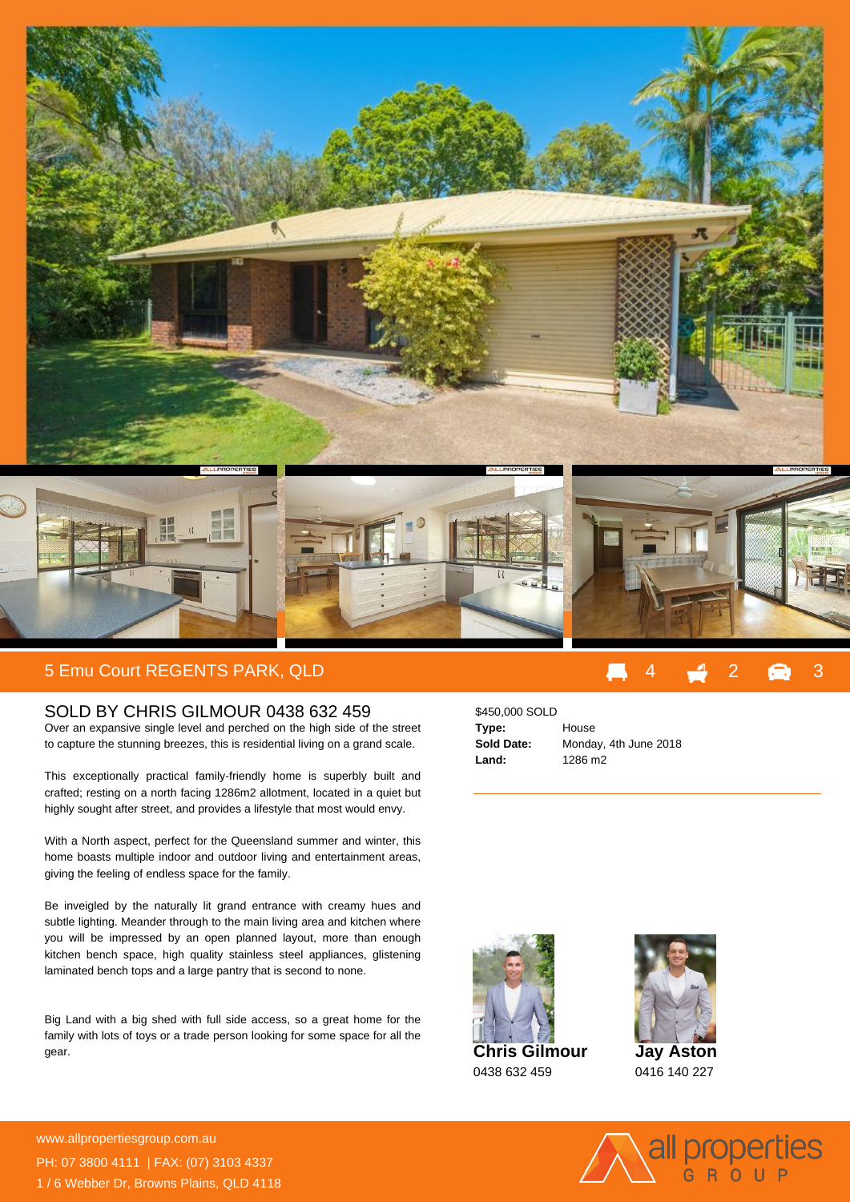## 5 Emu Court REGENTS PARK, QLD

4 2 3

## SOLD BY CHRIS GILMOUR 0438 632 459

Over an expansive single level and perched on the high side of the street to capture the stunning breezes, this is residential living on a grand scale.

This exceptionally practical family-friendly home is superbly built and crafted; resting on a north facing 1286m2 allotment, located in a quiet but highly sought after street, and provides a lifestyle that most would envy.

With a North aspect, perfect for the Queensland summer and winter, this home boasts multiple indoor and outdoor living and entertainment areas, giving the feeling of endless space for the family.

Be inveigled by the naturally lit grand entrance with creamy hues and subtle lighting. Meander through to the main living area and kitchen where you will be impressed by an open planned layout, more than enough kitchen bench space, high quality stainless steel appliances, glistening laminated bench tops and a large pantry that is second to none.

Big Land with a big shed with full side access, so a great home for the family with lots of toys or a trade person looking for some space for all the gear.

$450,000 SOLD

| | |
|---|---|
| **Type:** | House |
| **Sold Date:** | Monday, 4th June 2018 |
| **Land:** | 1286 m2 |

**Chris Gilmour**
0438 632 459

**Jay Aston**
0416 140 227

www.allpropertiesgroup.com.au
PH: 07 3800 4111 | FAX: (07) 3103 4337
1 / 6 Webber Dr, Browns Plains, QLD 4118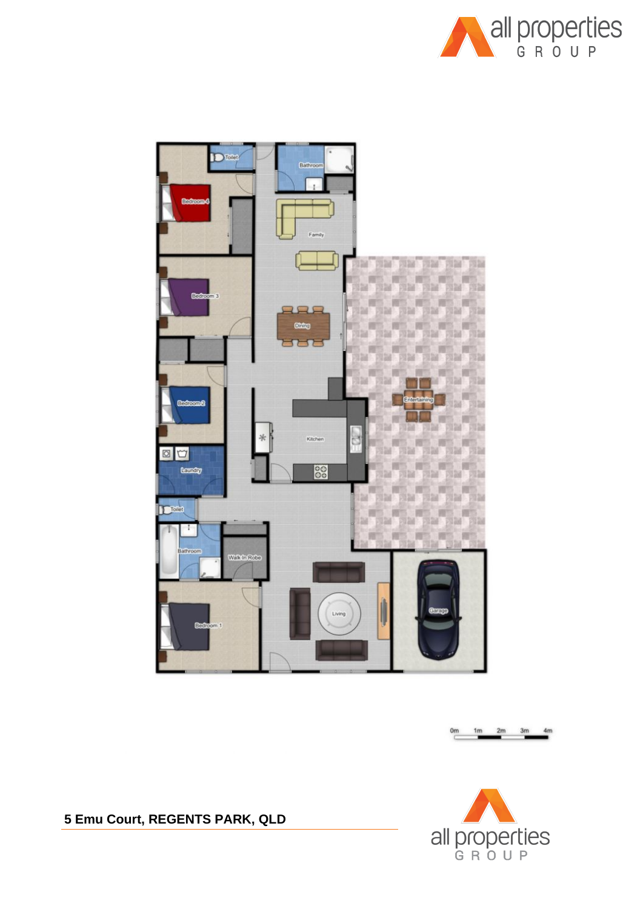all properties GROUP

Toilet

Bathroom

Bedroom 4

Family

Bedroom 3

Dining

Bedroom 2

Entertaining

Kitchen

Laundry

Toilet

Bathroom

Walk In Robe

Bedroom 1

Living

Garage

0m 1m 2m 3m 4m

**5 Emu Court, REGENTS PARK, QLD**

all properties GROUP